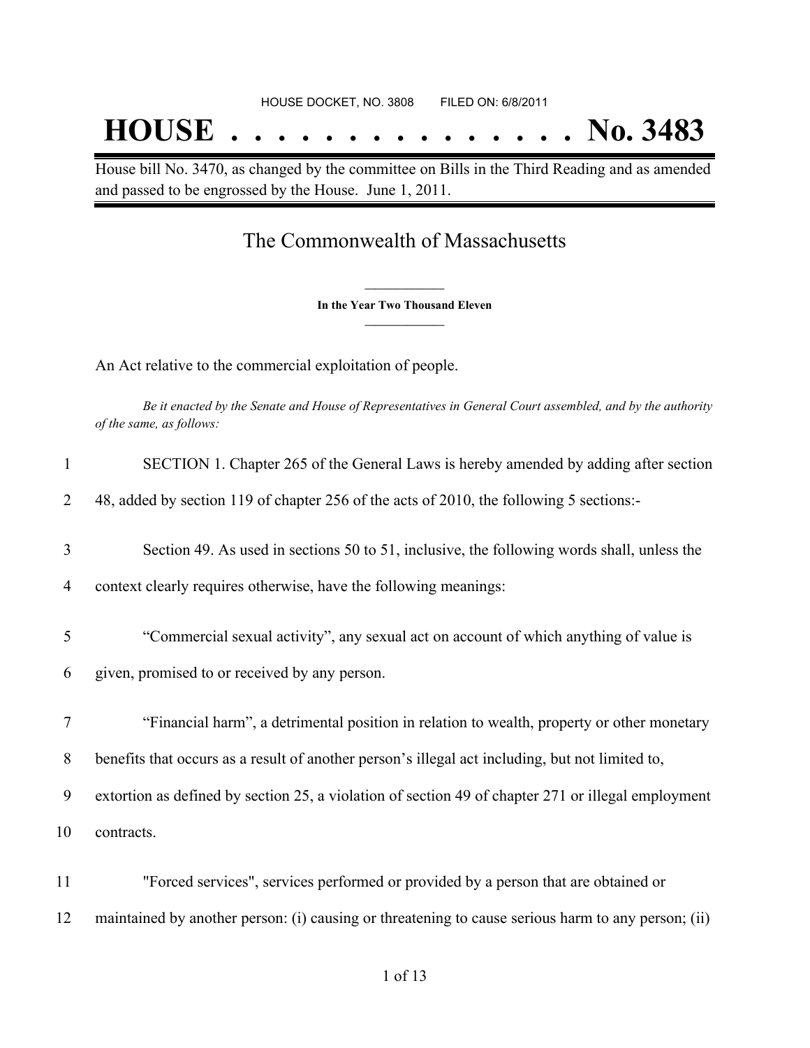HOUSE DOCKET, NO. 3808        FILED ON: 6/8/2011

# HOUSE . . . . . . . . . . . . . . . No. 3483

House bill No. 3470, as changed by the committee on Bills in the Third Reading and as amended and passed to be engrossed by the House. June 1, 2011.

## The Commonwealth of Massachusetts

**In the Year Two Thousand Eleven**

An Act relative to the commercial exploitation of people.

*Be it enacted by the Senate and House of Representatives in General Court assembled, and by the authority of the same, as follows:*

1 SECTION 1. Chapter 265 of the General Laws is hereby amended by adding after section
2 48, added by section 119 of chapter 256 of the acts of 2010, the following 5 sections:-

3 Section 49. As used in sections 50 to 51, inclusive, the following words shall, unless the
4 context clearly requires otherwise, have the following meanings:

5 "Commercial sexual activity", any sexual act on account of which anything of value is
6 given, promised to or received by any person.

7 "Financial harm", a detrimental position in relation to wealth, property or other monetary
8 benefits that occurs as a result of another person's illegal act including, but not limited to,
9 extortion as defined by section 25, a violation of section 49 of chapter 271 or illegal employment
10 contracts.

11 "Forced services", services performed or provided by a person that are obtained or
12 maintained by another person: (i) causing or threatening to cause serious harm to any person; (ii)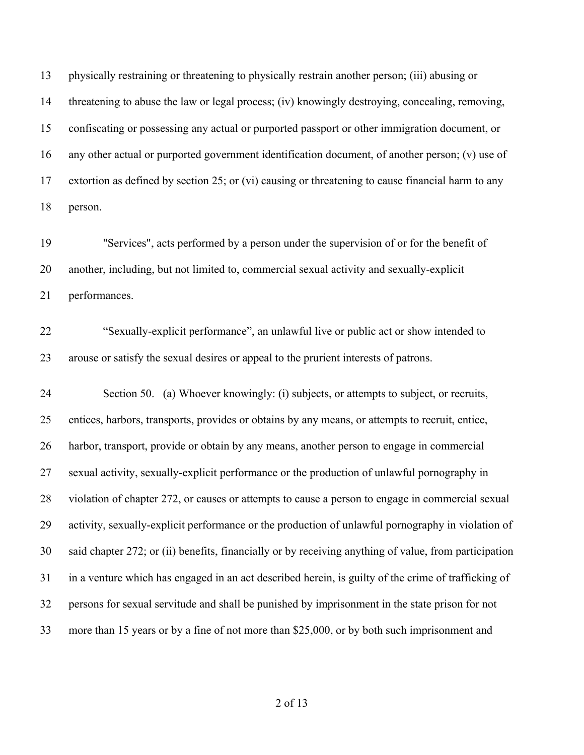physically restraining or threatening to physically restrain another person; (iii) abusing or threatening to abuse the law or legal process; (iv) knowingly destroying, concealing, removing, confiscating or possessing any actual or purported passport or other immigration document, or any other actual or purported government identification document, of another person; (v) use of extortion as defined by section 25; or (vi) causing or threatening to cause financial harm to any person.

"Services", acts performed by a person under the supervision of or for the benefit of another, including, but not limited to, commercial sexual activity and sexually-explicit performances.

“Sexually-explicit performance”, an unlawful live or public act or show intended to arouse or satisfy the sexual desires or appeal to the prurient interests of patrons.

Section 50. (a) Whoever knowingly: (i) subjects, or attempts to subject, or recruits, entices, harbors, transports, provides or obtains by any means, or attempts to recruit, entice, harbor, transport, provide or obtain by any means, another person to engage in commercial sexual activity, sexually-explicit performance or the production of unlawful pornography in violation of chapter 272, or causes or attempts to cause a person to engage in commercial sexual activity, sexually-explicit performance or the production of unlawful pornography in violation of said chapter 272; or (ii) benefits, financially or by receiving anything of value, from participation in a venture which has engaged in an act described herein, is guilty of the crime of trafficking of persons for sexual servitude and shall be punished by imprisonment in the state prison for not more than 15 years or by a fine of not more than $25,000, or by both such imprisonment and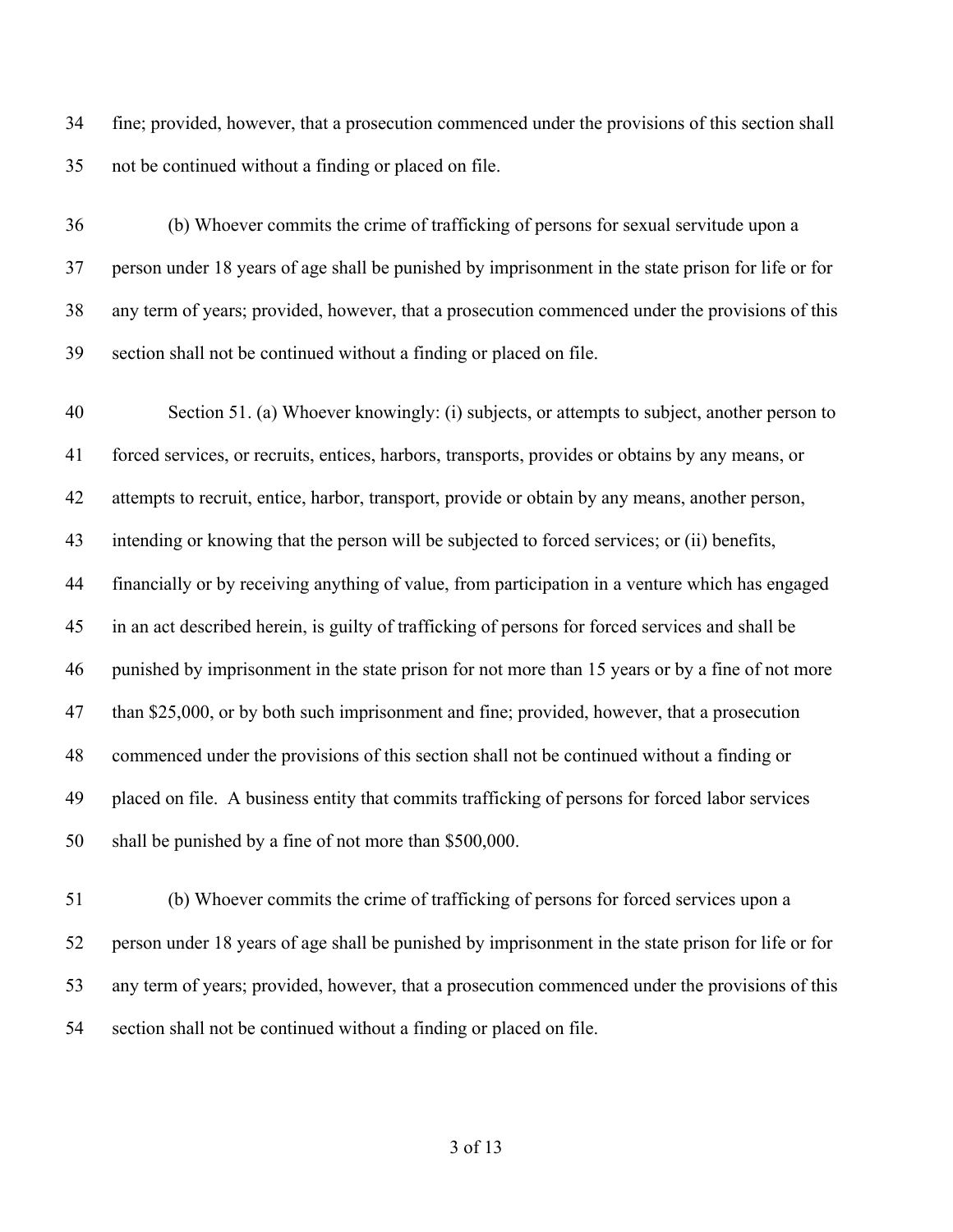fine; provided, however, that a prosecution commenced under the provisions of this section shall not be continued without a finding or placed on file.

(b) Whoever commits the crime of trafficking of persons for sexual servitude upon a person under 18 years of age shall be punished by imprisonment in the state prison for life or for any term of years; provided, however, that a prosecution commenced under the provisions of this section shall not be continued without a finding or placed on file.

Section 51. (a) Whoever knowingly: (i) subjects, or attempts to subject, another person to forced services, or recruits, entices, harbors, transports, provides or obtains by any means, or attempts to recruit, entice, harbor, transport, provide or obtain by any means, another person, intending or knowing that the person will be subjected to forced services; or (ii) benefits, financially or by receiving anything of value, from participation in a venture which has engaged in an act described herein, is guilty of trafficking of persons for forced services and shall be punished by imprisonment in the state prison for not more than 15 years or by a fine of not more than $25,000, or by both such imprisonment and fine; provided, however, that a prosecution commenced under the provisions of this section shall not be continued without a finding or placed on file. A business entity that commits trafficking of persons for forced labor services shall be punished by a fine of not more than $500,000.

(b) Whoever commits the crime of trafficking of persons for forced services upon a person under 18 years of age shall be punished by imprisonment in the state prison for life or for any term of years; provided, however, that a prosecution commenced under the provisions of this section shall not be continued without a finding or placed on file.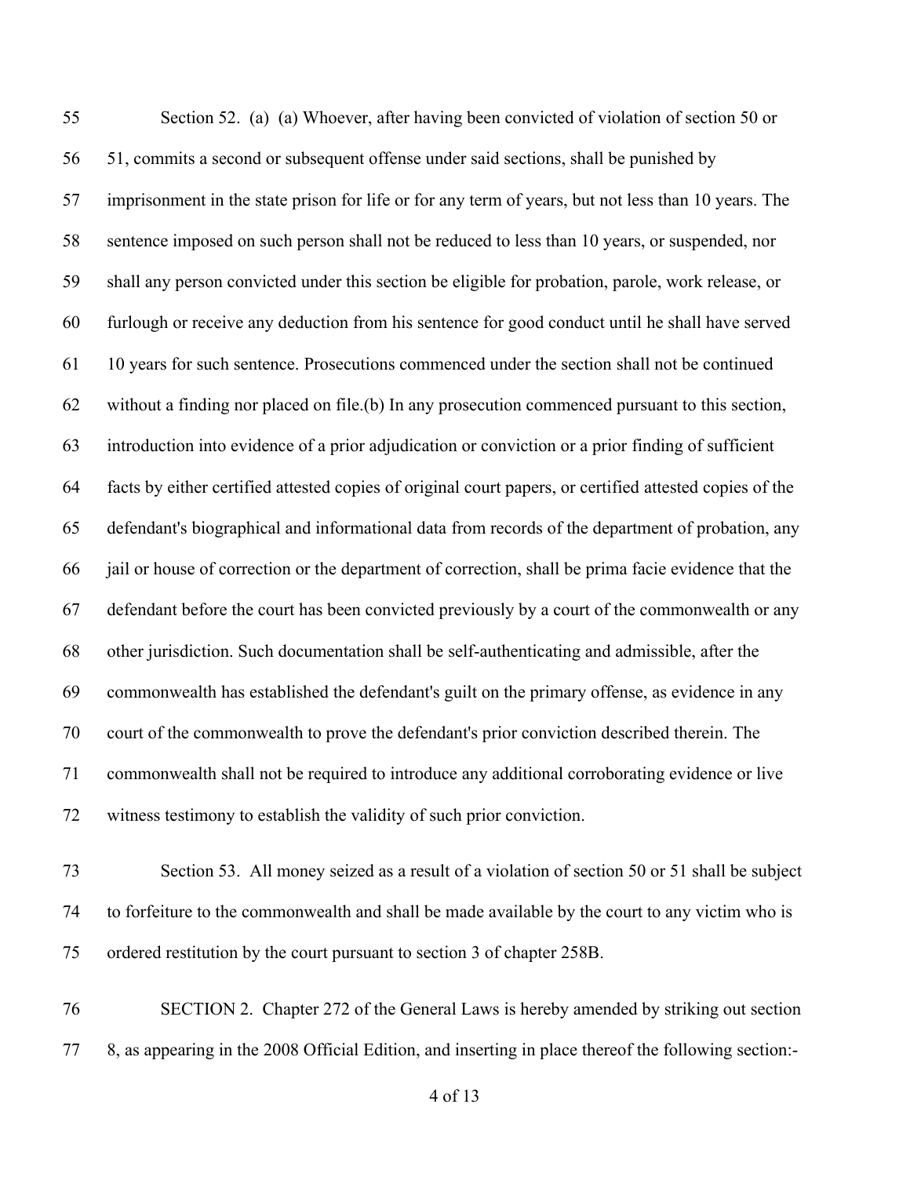Section 52. (a) (a) Whoever, after having been convicted of violation of section 50 or 51, commits a second or subsequent offense under said sections, shall be punished by imprisonment in the state prison for life or for any term of years, but not less than 10 years. The sentence imposed on such person shall not be reduced to less than 10 years, or suspended, nor shall any person convicted under this section be eligible for probation, parole, work release, or furlough or receive any deduction from his sentence for good conduct until he shall have served 10 years for such sentence. Prosecutions commenced under the section shall not be continued without a finding nor placed on file.(b) In any prosecution commenced pursuant to this section, introduction into evidence of a prior adjudication or conviction or a prior finding of sufficient facts by either certified attested copies of original court papers, or certified attested copies of the defendant's biographical and informational data from records of the department of probation, any jail or house of correction or the department of correction, shall be prima facie evidence that the defendant before the court has been convicted previously by a court of the commonwealth or any other jurisdiction. Such documentation shall be self-authenticating and admissible, after the commonwealth has established the defendant's guilt on the primary offense, as evidence in any court of the commonwealth to prove the defendant's prior conviction described therein. The commonwealth shall not be required to introduce any additional corroborating evidence or live witness testimony to establish the validity of such prior conviction.

Section 53. All money seized as a result of a violation of section 50 or 51 shall be subject to forfeiture to the commonwealth and shall be made available by the court to any victim who is ordered restitution by the court pursuant to section 3 of chapter 258B.

SECTION 2. Chapter 272 of the General Laws is hereby amended by striking out section 8, as appearing in the 2008 Official Edition, and inserting in place thereof the following section:-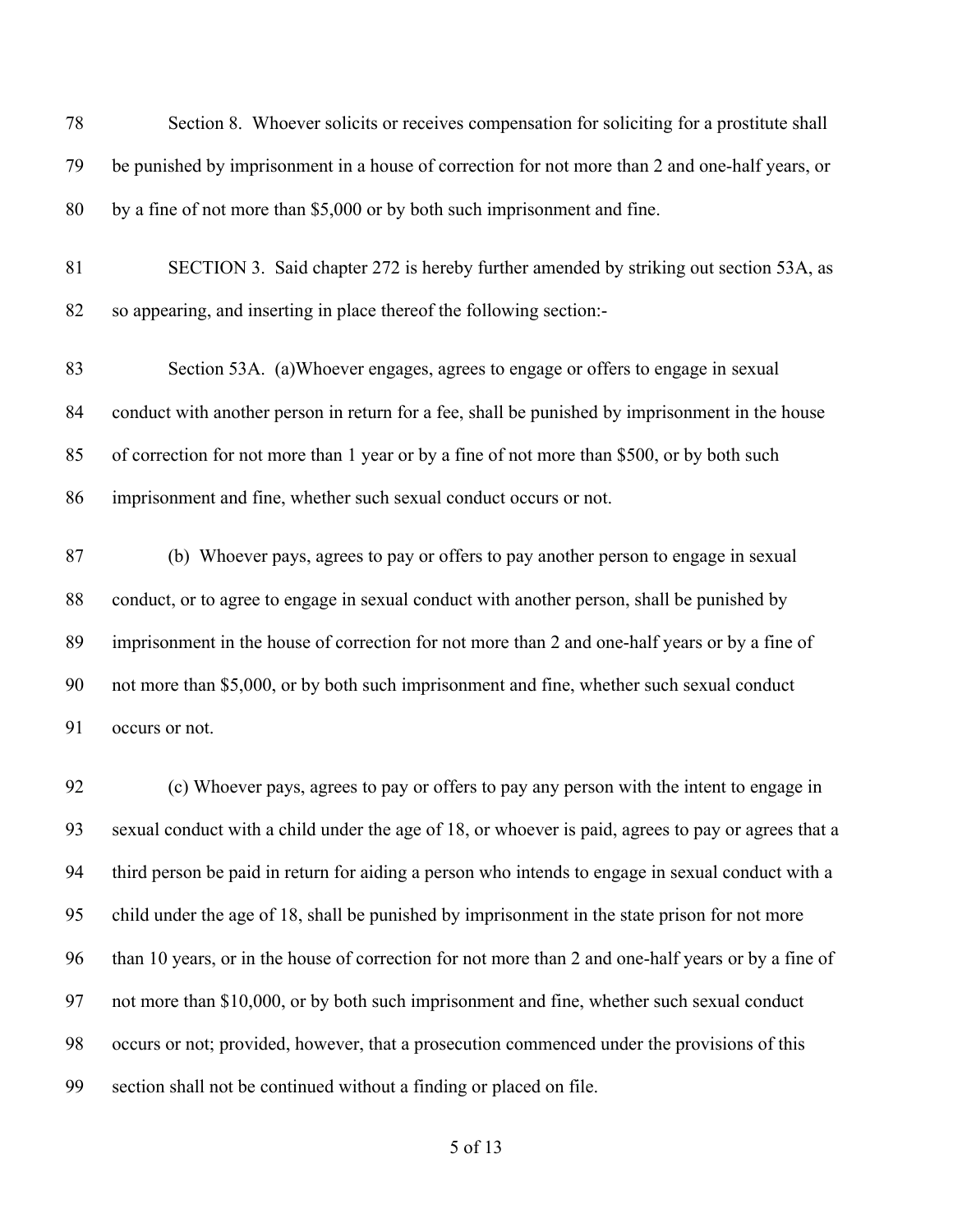Section 8. Whoever solicits or receives compensation for soliciting for a prostitute shall be punished by imprisonment in a house of correction for not more than 2 and one-half years, or by a fine of not more than $5,000 or by both such imprisonment and fine.

SECTION 3. Said chapter 272 is hereby further amended by striking out section 53A, as so appearing, and inserting in place thereof the following section:-

Section 53A. (a)Whoever engages, agrees to engage or offers to engage in sexual conduct with another person in return for a fee, shall be punished by imprisonment in the house of correction for not more than 1 year or by a fine of not more than $500, or by both such imprisonment and fine, whether such sexual conduct occurs or not.

(b) Whoever pays, agrees to pay or offers to pay another person to engage in sexual conduct, or to agree to engage in sexual conduct with another person, shall be punished by imprisonment in the house of correction for not more than 2 and one-half years or by a fine of not more than $5,000, or by both such imprisonment and fine, whether such sexual conduct occurs or not.

(c) Whoever pays, agrees to pay or offers to pay any person with the intent to engage in sexual conduct with a child under the age of 18, or whoever is paid, agrees to pay or agrees that a third person be paid in return for aiding a person who intends to engage in sexual conduct with a child under the age of 18, shall be punished by imprisonment in the state prison for not more than 10 years, or in the house of correction for not more than 2 and one-half years or by a fine of not more than $10,000, or by both such imprisonment and fine, whether such sexual conduct occurs or not; provided, however, that a prosecution commenced under the provisions of this section shall not be continued without a finding or placed on file.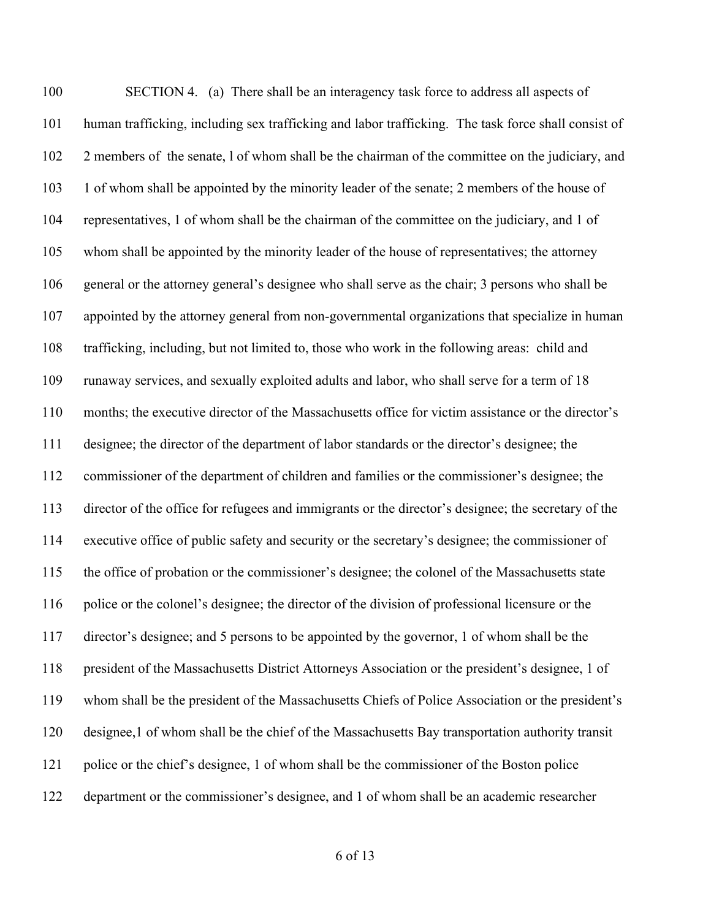SECTION 4. (a) There shall be an interagency task force to address all aspects of human trafficking, including sex trafficking and labor trafficking. The task force shall consist of 2 members of the senate, l of whom shall be the chairman of the committee on the judiciary, and 1 of whom shall be appointed by the minority leader of the senate; 2 members of the house of representatives, 1 of whom shall be the chairman of the committee on the judiciary, and 1 of whom shall be appointed by the minority leader of the house of representatives; the attorney general or the attorney general's designee who shall serve as the chair; 3 persons who shall be appointed by the attorney general from non-governmental organizations that specialize in human trafficking, including, but not limited to, those who work in the following areas: child and runaway services, and sexually exploited adults and labor, who shall serve for a term of 18 months; the executive director of the Massachusetts office for victim assistance or the director's designee; the director of the department of labor standards or the director's designee; the commissioner of the department of children and families or the commissioner's designee; the director of the office for refugees and immigrants or the director's designee; the secretary of the executive office of public safety and security or the secretary's designee; the commissioner of the office of probation or the commissioner's designee; the colonel of the Massachusetts state police or the colonel's designee; the director of the division of professional licensure or the director's designee; and 5 persons to be appointed by the governor, 1 of whom shall be the president of the Massachusetts District Attorneys Association or the president's designee, 1 of whom shall be the president of the Massachusetts Chiefs of Police Association or the president's designee,1 of whom shall be the chief of the Massachusetts Bay transportation authority transit police or the chief's designee, 1 of whom shall be the commissioner of the Boston police department or the commissioner's designee, and 1 of whom shall be an academic researcher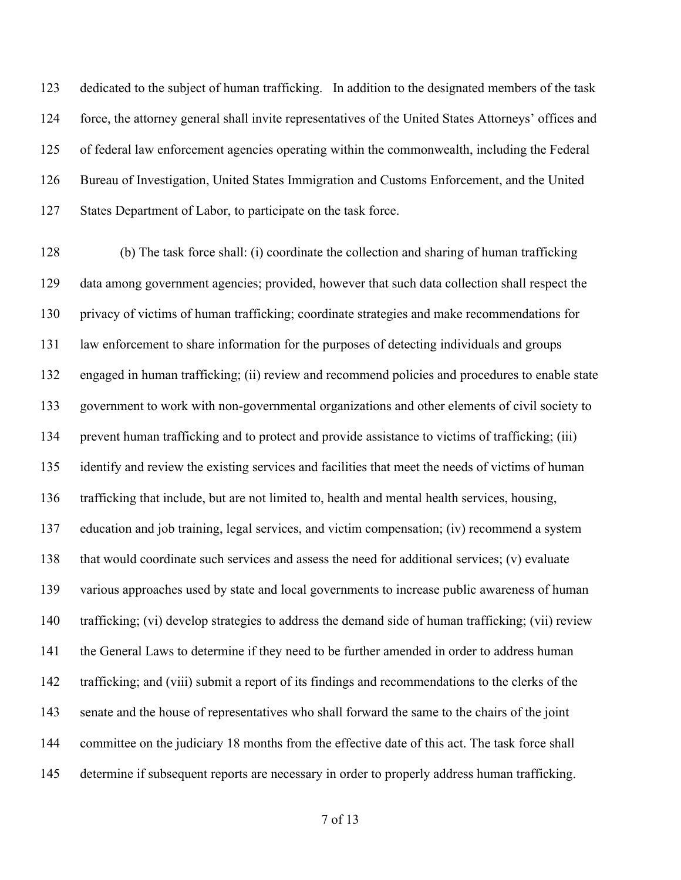dedicated to the subject of human trafficking. In addition to the designated members of the task force, the attorney general shall invite representatives of the United States Attorneys' offices and of federal law enforcement agencies operating within the commonwealth, including the Federal Bureau of Investigation, United States Immigration and Customs Enforcement, and the United States Department of Labor, to participate on the task force.

(b) The task force shall: (i) coordinate the collection and sharing of human trafficking data among government agencies; provided, however that such data collection shall respect the privacy of victims of human trafficking; coordinate strategies and make recommendations for law enforcement to share information for the purposes of detecting individuals and groups engaged in human trafficking; (ii) review and recommend policies and procedures to enable state government to work with non-governmental organizations and other elements of civil society to prevent human trafficking and to protect and provide assistance to victims of trafficking; (iii) identify and review the existing services and facilities that meet the needs of victims of human trafficking that include, but are not limited to, health and mental health services, housing, education and job training, legal services, and victim compensation; (iv) recommend a system that would coordinate such services and assess the need for additional services; (v) evaluate various approaches used by state and local governments to increase public awareness of human trafficking; (vi) develop strategies to address the demand side of human trafficking; (vii) review the General Laws to determine if they need to be further amended in order to address human trafficking; and (viii) submit a report of its findings and recommendations to the clerks of the senate and the house of representatives who shall forward the same to the chairs of the joint committee on the judiciary 18 months from the effective date of this act. The task force shall determine if subsequent reports are necessary in order to properly address human trafficking.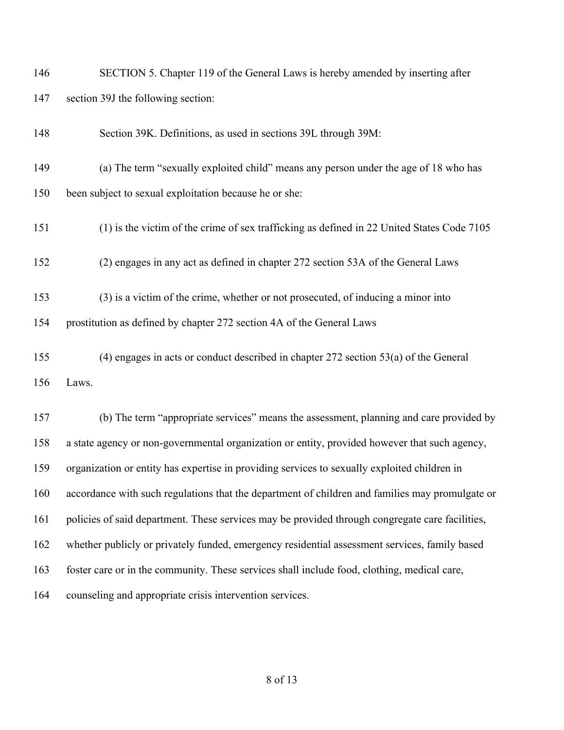SECTION 5. Chapter 119 of the General Laws is hereby amended by inserting after section 39J the following section:

Section 39K. Definitions, as used in sections 39L through 39M:

(a) The term "sexually exploited child" means any person under the age of 18 who has been subject to sexual exploitation because he or she:

(1) is the victim of the crime of sex trafficking as defined in 22 United States Code 7105

(2) engages in any act as defined in chapter 272 section 53A of the General Laws

(3) is a victim of the crime, whether or not prosecuted, of inducing a minor into prostitution as defined by chapter 272 section 4A of the General Laws

(4) engages in acts or conduct described in chapter 272 section 53(a) of the General Laws.

(b) The term "appropriate services" means the assessment, planning and care provided by a state agency or non-governmental organization or entity, provided however that such agency, organization or entity has expertise in providing services to sexually exploited children in accordance with such regulations that the department of children and families may promulgate or policies of said department. These services may be provided through congregate care facilities, whether publicly or privately funded, emergency residential assessment services, family based foster care or in the community. These services shall include food, clothing, medical care, counseling and appropriate crisis intervention services.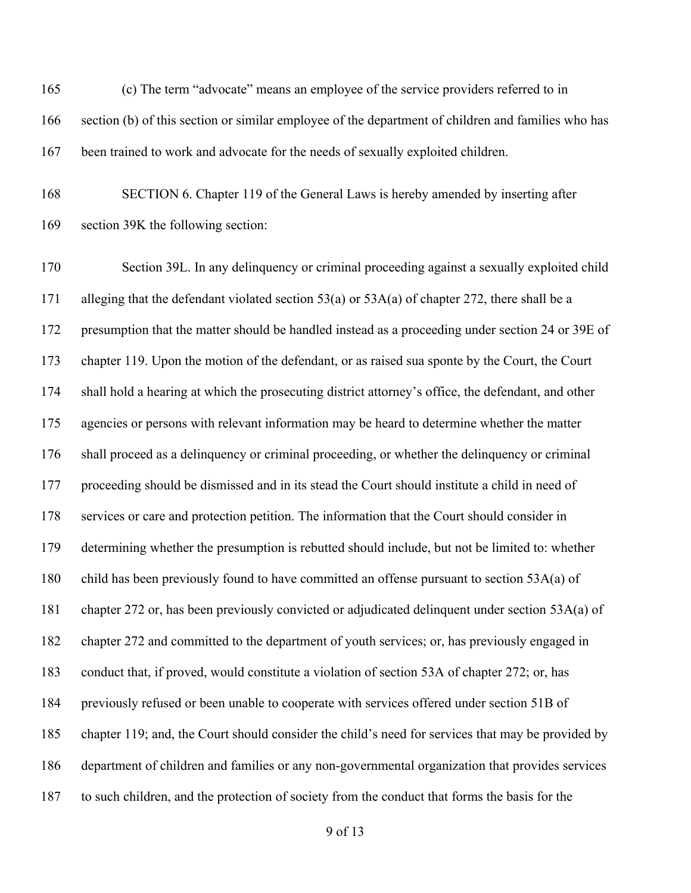(c) The term "advocate" means an employee of the service providers referred to in section (b) of this section or similar employee of the department of children and families who has been trained to work and advocate for the needs of sexually exploited children.

SECTION 6. Chapter 119 of the General Laws is hereby amended by inserting after section 39K the following section:

Section 39L. In any delinquency or criminal proceeding against a sexually exploited child alleging that the defendant violated section 53(a) or 53A(a) of chapter 272, there shall be a presumption that the matter should be handled instead as a proceeding under section 24 or 39E of chapter 119. Upon the motion of the defendant, or as raised sua sponte by the Court, the Court shall hold a hearing at which the prosecuting district attorney's office, the defendant, and other agencies or persons with relevant information may be heard to determine whether the matter shall proceed as a delinquency or criminal proceeding, or whether the delinquency or criminal proceeding should be dismissed and in its stead the Court should institute a child in need of services or care and protection petition. The information that the Court should consider in determining whether the presumption is rebutted should include, but not be limited to: whether child has been previously found to have committed an offense pursuant to section 53A(a) of chapter 272 or, has been previously convicted or adjudicated delinquent under section 53A(a) of chapter 272 and committed to the department of youth services; or, has previously engaged in conduct that, if proved, would constitute a violation of section 53A of chapter 272; or, has previously refused or been unable to cooperate with services offered under section 51B of chapter 119; and, the Court should consider the child's need for services that may be provided by department of children and families or any non-governmental organization that provides services to such children, and the protection of society from the conduct that forms the basis for the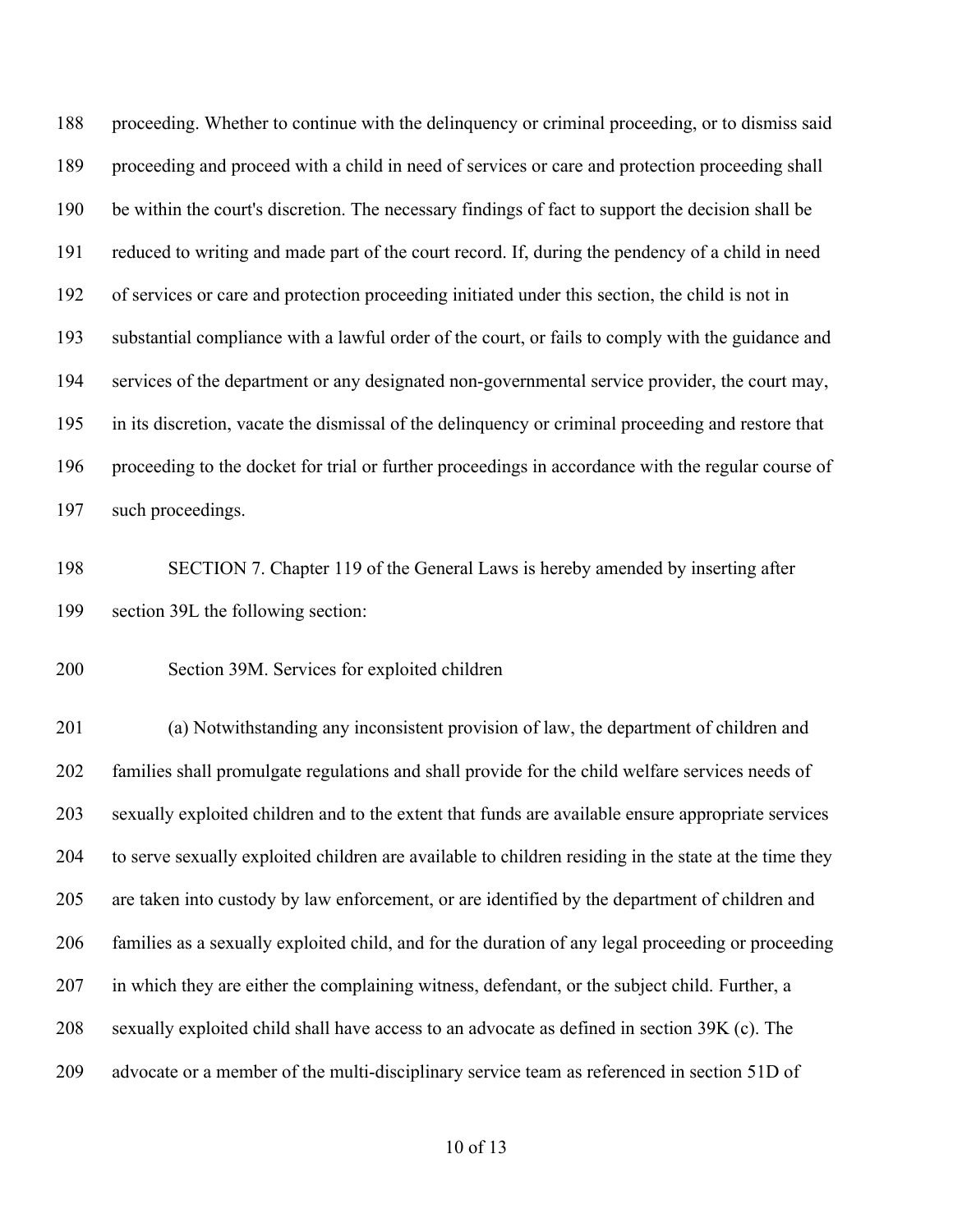proceeding. Whether to continue with the delinquency or criminal proceeding, or to dismiss said proceeding and proceed with a child in need of services or care and protection proceeding shall be within the court's discretion. The necessary findings of fact to support the decision shall be reduced to writing and made part of the court record. If, during the pendency of a child in need of services or care and protection proceeding initiated under this section, the child is not in substantial compliance with a lawful order of the court, or fails to comply with the guidance and services of the department or any designated non-governmental service provider, the court may, in its discretion, vacate the dismissal of the delinquency or criminal proceeding and restore that proceeding to the docket for trial or further proceedings in accordance with the regular course of such proceedings.

SECTION 7. Chapter 119 of the General Laws is hereby amended by inserting after section 39L the following section:

Section 39M. Services for exploited children

(a) Notwithstanding any inconsistent provision of law, the department of children and families shall promulgate regulations and shall provide for the child welfare services needs of sexually exploited children and to the extent that funds are available ensure appropriate services to serve sexually exploited children are available to children residing in the state at the time they are taken into custody by law enforcement, or are identified by the department of children and families as a sexually exploited child, and for the duration of any legal proceeding or proceeding in which they are either the complaining witness, defendant, or the subject child. Further, a sexually exploited child shall have access to an advocate as defined in section 39K (c). The advocate or a member of the multi-disciplinary service team as referenced in section 51D of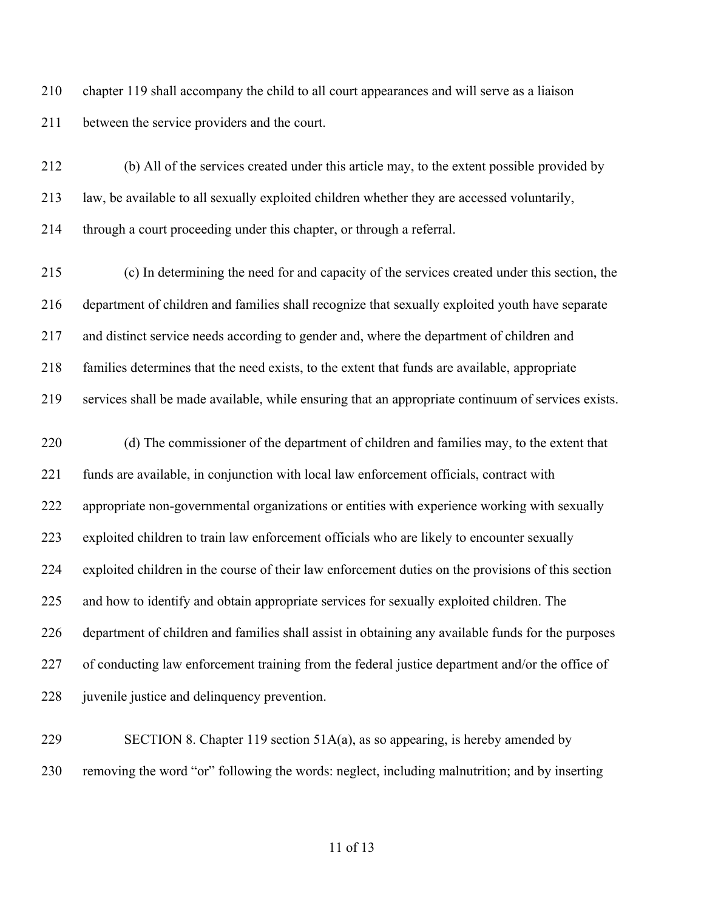chapter 119 shall accompany the child to all court appearances and will serve as a liaison between the service providers and the court.

(b) All of the services created under this article may, to the extent possible provided by law, be available to all sexually exploited children whether they are accessed voluntarily, through a court proceeding under this chapter, or through a referral.

(c) In determining the need for and capacity of the services created under this section, the department of children and families shall recognize that sexually exploited youth have separate and distinct service needs according to gender and, where the department of children and families determines that the need exists, to the extent that funds are available, appropriate services shall be made available, while ensuring that an appropriate continuum of services exists.

(d) The commissioner of the department of children and families may, to the extent that funds are available, in conjunction with local law enforcement officials, contract with appropriate non-governmental organizations or entities with experience working with sexually exploited children to train law enforcement officials who are likely to encounter sexually exploited children in the course of their law enforcement duties on the provisions of this section and how to identify and obtain appropriate services for sexually exploited children. The department of children and families shall assist in obtaining any available funds for the purposes of conducting law enforcement training from the federal justice department and/or the office of juvenile justice and delinquency prevention.

SECTION 8. Chapter 119 section 51A(a), as so appearing, is hereby amended by removing the word "or" following the words: neglect, including malnutrition; and by inserting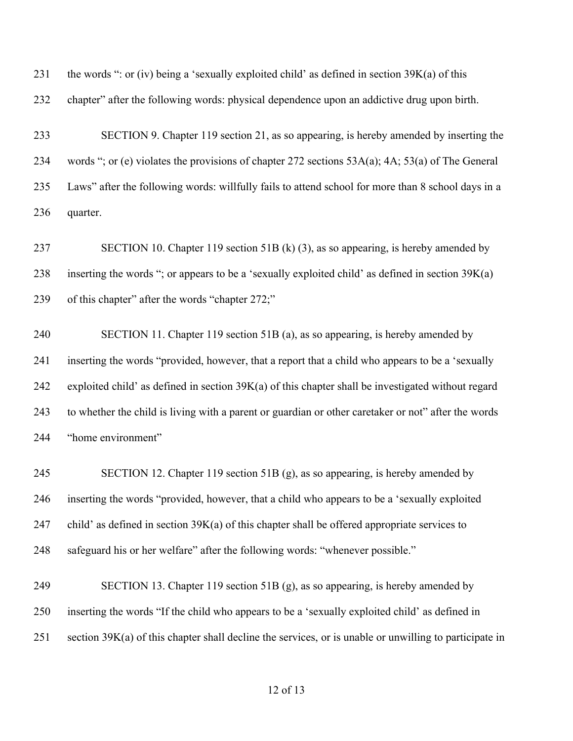the words ": or (iv) being a 'sexually exploited child' as defined in section 39K(a) of this chapter" after the following words: physical dependence upon an addictive drug upon birth.

SECTION 9. Chapter 119 section 21, as so appearing, is hereby amended by inserting the words "; or (e) violates the provisions of chapter 272 sections 53A(a); 4A; 53(a) of The General Laws" after the following words: willfully fails to attend school for more than 8 school days in a quarter.

SECTION 10. Chapter 119 section 51B (k) (3), as so appearing, is hereby amended by inserting the words "; or appears to be a 'sexually exploited child' as defined in section 39K(a) of this chapter" after the words "chapter 272;"

SECTION 11. Chapter 119 section 51B (a), as so appearing, is hereby amended by inserting the words "provided, however, that a report that a child who appears to be a 'sexually exploited child' as defined in section 39K(a) of this chapter shall be investigated without regard to whether the child is living with a parent or guardian or other caretaker or not" after the words "home environment"

SECTION 12. Chapter 119 section 51B (g), as so appearing, is hereby amended by inserting the words "provided, however, that a child who appears to be a 'sexually exploited child' as defined in section 39K(a) of this chapter shall be offered appropriate services to safeguard his or her welfare" after the following words: "whenever possible."

SECTION 13. Chapter 119 section 51B (g), as so appearing, is hereby amended by inserting the words "If the child who appears to be a 'sexually exploited child' as defined in section 39K(a) of this chapter shall decline the services, or is unable or unwilling to participate in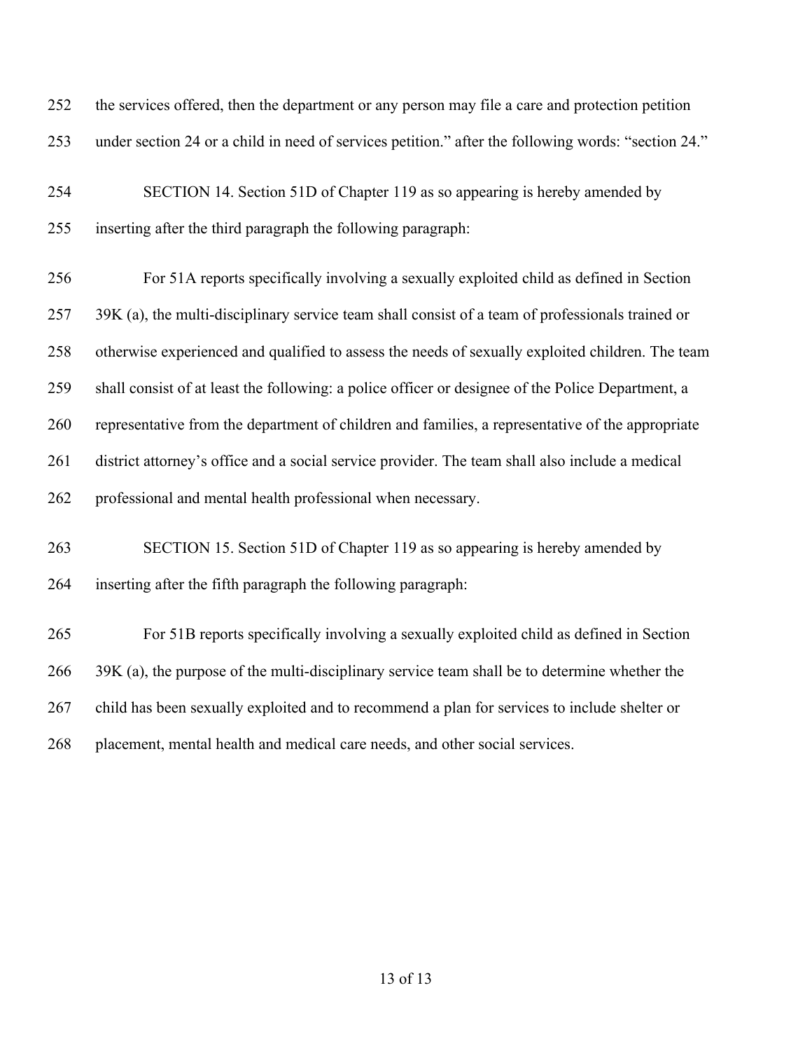the services offered, then the department or any person may file a care and protection petition under section 24 or a child in need of services petition." after the following words: "section 24."

SECTION 14. Section 51D of Chapter 119 as so appearing is hereby amended by inserting after the third paragraph the following paragraph:

For 51A reports specifically involving a sexually exploited child as defined in Section 39K (a), the multi-disciplinary service team shall consist of a team of professionals trained or otherwise experienced and qualified to assess the needs of sexually exploited children. The team shall consist of at least the following: a police officer or designee of the Police Department, a representative from the department of children and families, a representative of the appropriate district attorney's office and a social service provider. The team shall also include a medical professional and mental health professional when necessary.

SECTION 15. Section 51D of Chapter 119 as so appearing is hereby amended by inserting after the fifth paragraph the following paragraph:

For 51B reports specifically involving a sexually exploited child as defined in Section 39K (a), the purpose of the multi-disciplinary service team shall be to determine whether the child has been sexually exploited and to recommend a plan for services to include shelter or placement, mental health and medical care needs, and other social services.